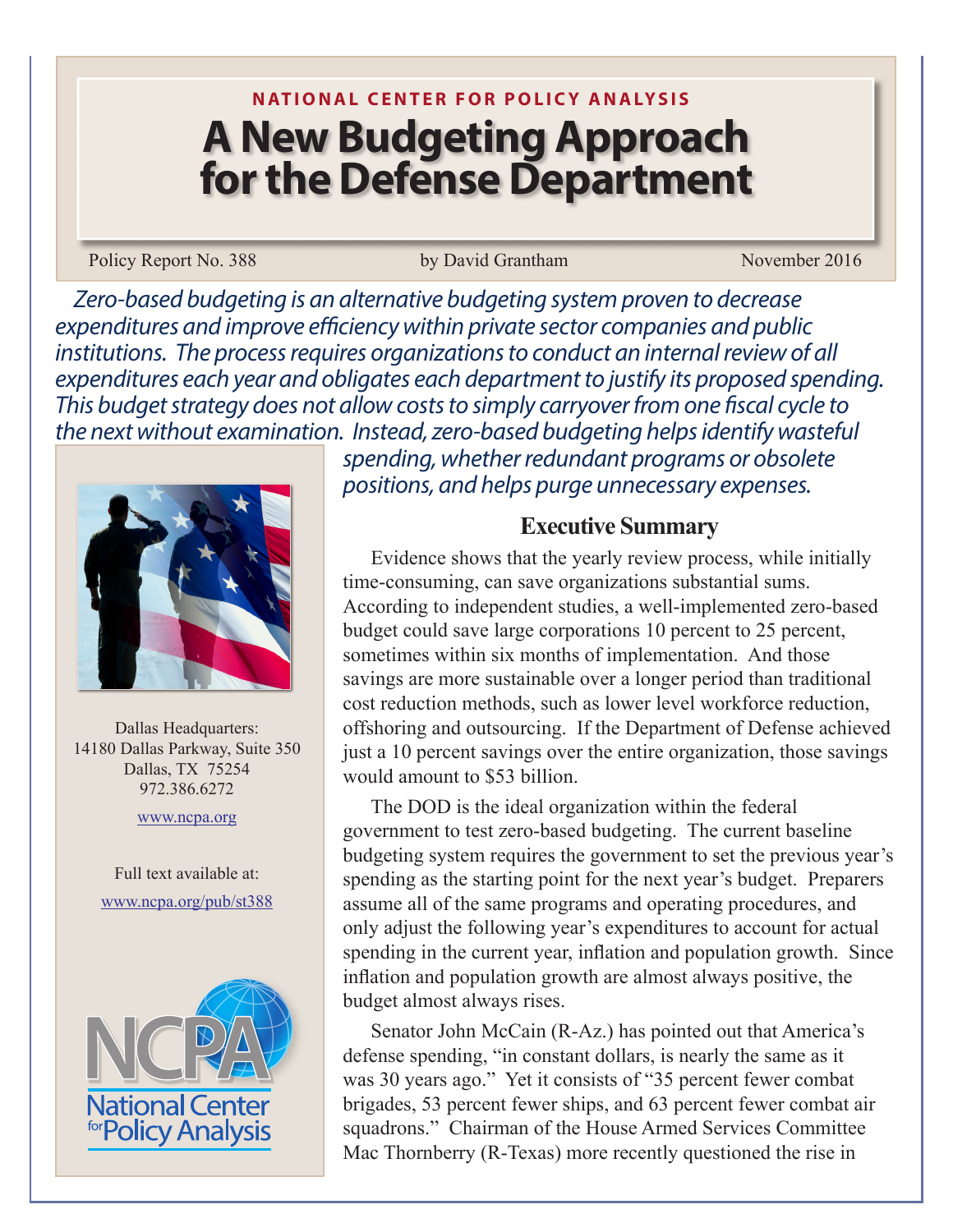NATIONAL CENTER FOR POLICY ANALYSIS

# A New Budgeting Approach for the Defense Department

Policy Report No. 388 | by David Grantham | November 2016

*Zero-based budgeting is an alternative budgeting system proven to decrease expenditures and improve efficiency within private sector companies and public institutions. The process requires organizations to conduct an internal review of all expenditures each year and obligates each department to justify its proposed spending. This budget strategy does not allow costs to simply carryover from one fiscal cycle to the next without examination. Instead, zero-based budgeting helps identify wasteful spending, whether redundant programs or obsolete positions, and helps purge unnecessary expenses.*

Dallas Headquarters:
14180 Dallas Parkway, Suite 350
Dallas, TX 75254
972.386.6272

www.ncpa.org

Full text available at:
www.ncpa.org/pub/st388

## Executive Summary

Evidence shows that the yearly review process, while initially time-consuming, can save organizations substantial sums. According to independent studies, a well-implemented zero-based budget could save large corporations 10 percent to 25 percent, sometimes within six months of implementation. And those savings are more sustainable over a longer period than traditional cost reduction methods, such as lower level workforce reduction, offshoring and outsourcing. If the Department of Defense achieved just a 10 percent savings over the entire organization, those savings would amount to $53 billion.

The DOD is the ideal organization within the federal government to test zero-based budgeting. The current baseline budgeting system requires the government to set the previous year's spending as the starting point for the next year's budget. Preparers assume all of the same programs and operating procedures, and only adjust the following year's expenditures to account for actual spending in the current year, inflation and population growth. Since inflation and population growth are almost always positive, the budget almost always rises.

Senator John McCain (R-Az.) has pointed out that America's defense spending, "in constant dollars, is nearly the same as it was 30 years ago." Yet it consists of "35 percent fewer combat brigades, 53 percent fewer ships, and 63 percent fewer combat air squadrons." Chairman of the House Armed Services Committee Mac Thornberry (R-Texas) more recently questioned the rise in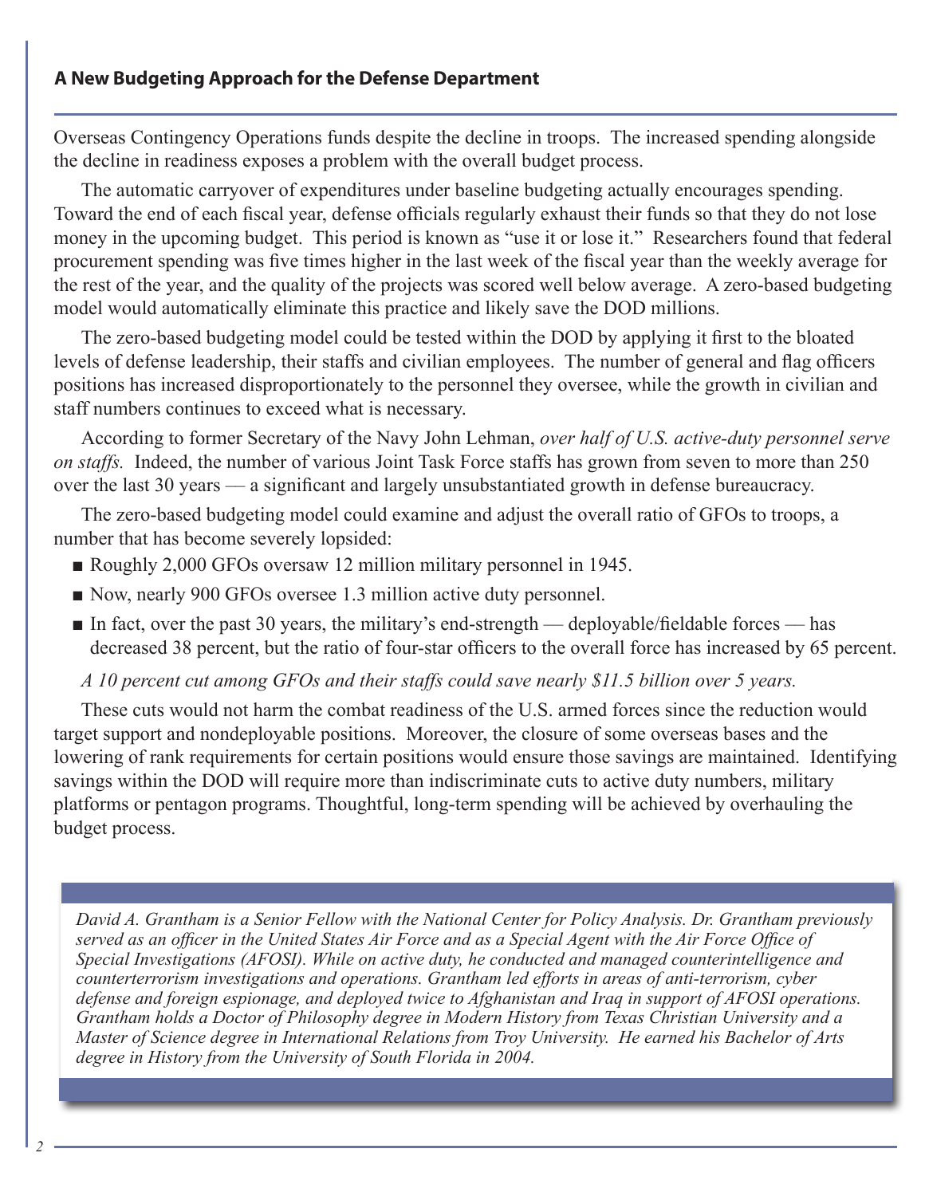Overseas Contingency Operations funds despite the decline in troops. The increased spending alongside the decline in readiness exposes a problem with the overall budget process.

The automatic carryover of expenditures under baseline budgeting actually encourages spending. Toward the end of each fiscal year, defense officials regularly exhaust their funds so that they do not lose money in the upcoming budget. This period is known as "use it or lose it." Researchers found that federal procurement spending was five times higher in the last week of the fiscal year than the weekly average for the rest of the year, and the quality of the projects was scored well below average. A zero-based budgeting model would automatically eliminate this practice and likely save the DOD millions.

The zero-based budgeting model could be tested within the DOD by applying it first to the bloated levels of defense leadership, their staffs and civilian employees. The number of general and flag officers positions has increased disproportionately to the personnel they oversee, while the growth in civilian and staff numbers continues to exceed what is necessary.

According to former Secretary of the Navy John Lehman, *over half of U.S. active-duty personnel serve on staffs.* Indeed, the number of various Joint Task Force staffs has grown from seven to more than 250 over the last 30 years — a significant and largely unsubstantiated growth in defense bureaucracy.

The zero-based budgeting model could examine and adjust the overall ratio of GFOs to troops, a number that has become severely lopsided:

- Roughly 2,000 GFOs oversaw 12 million military personnel in 1945.
- Now, nearly 900 GFOs oversee 1.3 million active duty personnel.
- In fact, over the past 30 years, the military's end-strength — deployable/fieldable forces — has decreased 38 percent, but the ratio of four-star officers to the overall force has increased by 65 percent.

*A 10 percent cut among GFOs and their staffs could save nearly $11.5 billion over 5 years.*

These cuts would not harm the combat readiness of the U.S. armed forces since the reduction would target support and nondeployable positions. Moreover, the closure of some overseas bases and the lowering of rank requirements for certain positions would ensure those savings are maintained. Identifying savings within the DOD will require more than indiscriminate cuts to active duty numbers, military platforms or pentagon programs. Thoughtful, long-term spending will be achieved by overhauling the budget process.

*David A. Grantham is a Senior Fellow with the National Center for Policy Analysis. Dr. Grantham previously served as an officer in the United States Air Force and as a Special Agent with the Air Force Office of Special Investigations (AFOSI). While on active duty, he conducted and managed counterintelligence and counterterrorism investigations and operations. Grantham led efforts in areas of anti-terrorism, cyber defense and foreign espionage, and deployed twice to Afghanistan and Iraq in support of AFOSI operations. Grantham holds a Doctor of Philosophy degree in Modern History from Texas Christian University and a Master of Science degree in International Relations from Troy University. He earned his Bachelor of Arts degree in History from the University of South Florida in 2004.*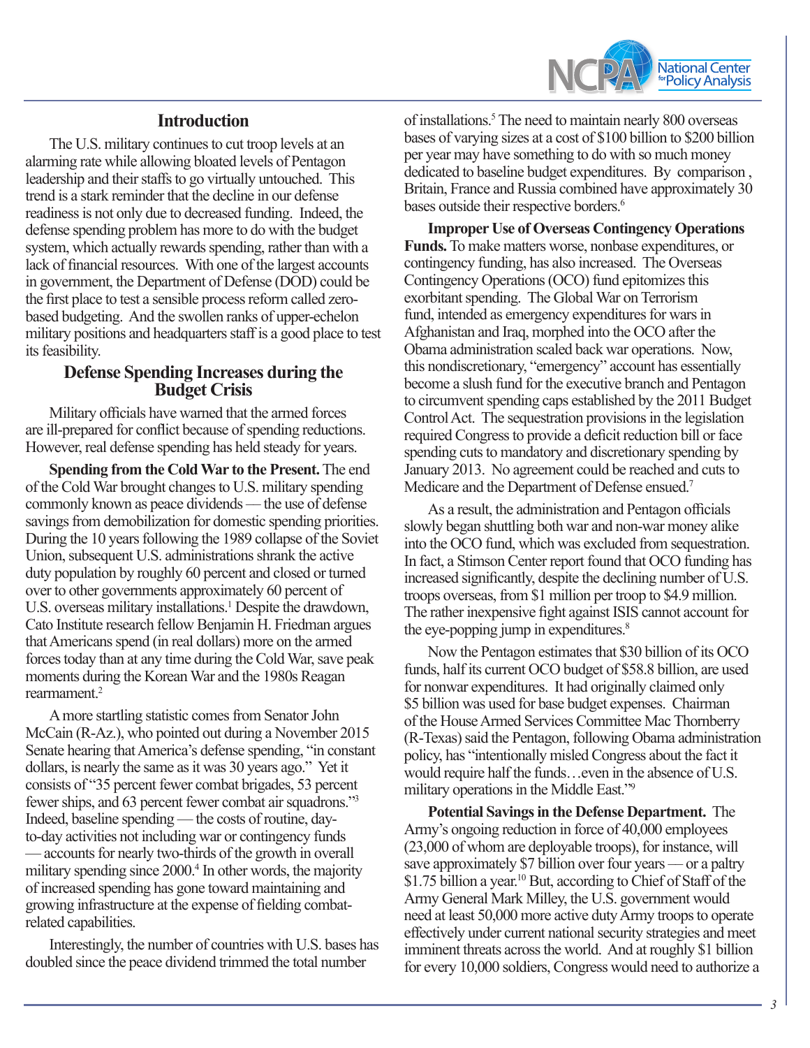## Introduction

The U.S. military continues to cut troop levels at an alarming rate while allowing bloated levels of Pentagon leadership and their staffs to go virtually untouched. This trend is a stark reminder that the decline in our defense readiness is not only due to decreased funding. Indeed, the defense spending problem has more to do with the budget system, which actually rewards spending, rather than with a lack of financial resources. With one of the largest accounts in government, the Department of Defense (DOD) could be the first place to test a sensible process reform called zero-based budgeting. And the swollen ranks of upper-echelon military positions and headquarters staff is a good place to test its feasibility.

## Defense Spending Increases during the Budget Crisis

Military officials have warned that the armed forces are ill-prepared for conflict because of spending reductions. However, real defense spending has held steady for years.

**Spending from the Cold War to the Present.** The end of the Cold War brought changes to U.S. military spending commonly known as peace dividends — the use of defense savings from demobilization for domestic spending priorities. During the 10 years following the 1989 collapse of the Soviet Union, subsequent U.S. administrations shrank the active duty population by roughly 60 percent and closed or turned over to other governments approximately 60 percent of U.S. overseas military installations.[1] Despite the drawdown, Cato Institute research fellow Benjamin H. Friedman argues that Americans spend (in real dollars) more on the armed forces today than at any time during the Cold War, save peak moments during the Korean War and the 1980s Reagan rearmament.[2]

A more startling statistic comes from Senator John McCain (R-Az.), who pointed out during a November 2015 Senate hearing that America's defense spending, "in constant dollars, is nearly the same as it was 30 years ago." Yet it consists of "35 percent fewer combat brigades, 53 percent fewer ships, and 63 percent fewer combat air squadrons."[3] Indeed, baseline spending — the costs of routine, day-to-day activities not including war or contingency funds — accounts for nearly two-thirds of the growth in overall military spending since 2000.[4] In other words, the majority of increased spending has gone toward maintaining and growing infrastructure at the expense of fielding combat-related capabilities.

Interestingly, the number of countries with U.S. bases has doubled since the peace dividend trimmed the total number of installations.[5] The need to maintain nearly 800 overseas bases of varying sizes at a cost of $100 billion to $200 billion per year may have something to do with so much money dedicated to baseline budget expenditures. By comparison, Britain, France and Russia combined have approximately 30 bases outside their respective borders.[6]

**Improper Use of Overseas Contingency Operations Funds.** To make matters worse, nonbase expenditures, or contingency funding, has also increased. The Overseas Contingency Operations (OCO) fund epitomizes this exorbitant spending. The Global War on Terrorism fund, intended as emergency expenditures for wars in Afghanistan and Iraq, morphed into the OCO after the Obama administration scaled back war operations. Now, this nondiscretionary, "emergency" account has essentially become a slush fund for the executive branch and Pentagon to circumvent spending caps established by the 2011 Budget Control Act. The sequestration provisions in the legislation required Congress to provide a deficit reduction bill or face spending cuts to mandatory and discretionary spending by January 2013. No agreement could be reached and cuts to Medicare and the Department of Defense ensued.[7]

As a result, the administration and Pentagon officials slowly began shuttling both war and non-war money alike into the OCO fund, which was excluded from sequestration. In fact, a Stimson Center report found that OCO funding has increased significantly, despite the declining number of U.S. troops overseas, from $1 million per troop to $4.9 million. The rather inexpensive fight against ISIS cannot account for the eye-popping jump in expenditures.[8]

Now the Pentagon estimates that $30 billion of its OCO funds, half its current OCO budget of $58.8 billion, are used for nonwar expenditures. It had originally claimed only $5 billion was used for base budget expenses. Chairman of the House Armed Services Committee Mac Thornberry (R-Texas) said the Pentagon, following Obama administration policy, has "intentionally misled Congress about the fact it would require half the funds…even in the absence of U.S. military operations in the Middle East."[9]

**Potential Savings in the Defense Department.** The Army's ongoing reduction in force of 40,000 employees (23,000 of whom are deployable troops), for instance, will save approximately $7 billion over four years — or a paltry $1.75 billion a year.[10] But, according to Chief of Staff of the Army General Mark Milley, the U.S. government would need at least 50,000 more active duty Army troops to operate effectively under current national security strategies and meet imminent threats across the world. And at roughly $1 billion for every 10,000 soldiers, Congress would need to authorize a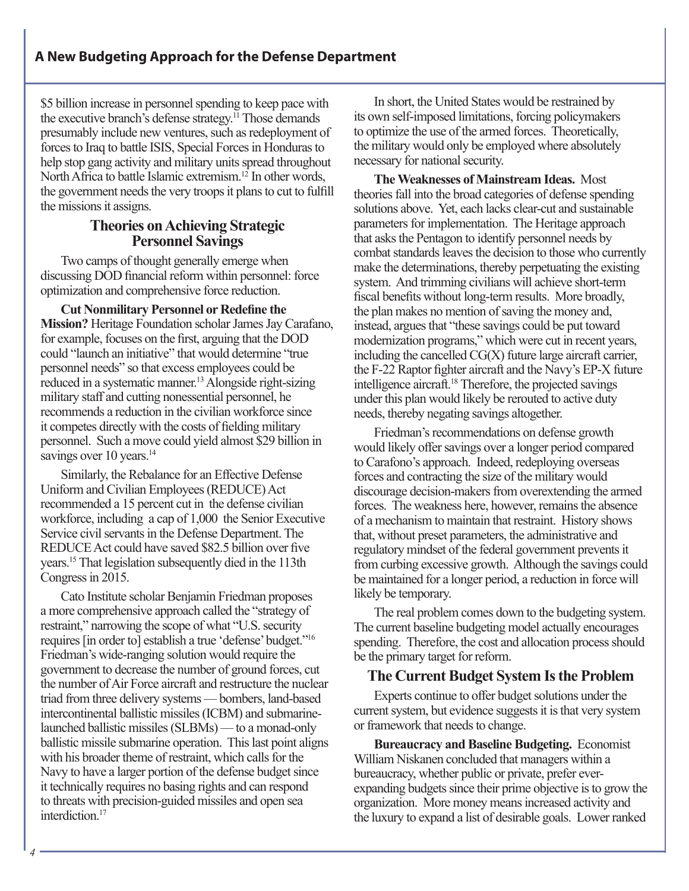$5 billion increase in personnel spending to keep pace with the executive branch's defense strategy.[11] Those demands presumably include new ventures, such as redeployment of forces to Iraq to battle ISIS, Special Forces in Honduras to help stop gang activity and military units spread throughout North Africa to battle Islamic extremism.[12] In other words, the government needs the very troops it plans to cut to fulfill the missions it assigns.

## Theories on Achieving Strategic Personnel Savings

Two camps of thought generally emerge when discussing DOD financial reform within personnel: force optimization and comprehensive force reduction.

**Cut Nonmilitary Personnel or Redefine the Mission?** Heritage Foundation scholar James Jay Carafano, for example, focuses on the first, arguing that the DOD could "launch an initiative" that would determine "true personnel needs" so that excess employees could be reduced in a systematic manner.[13] Alongside right-sizing military staff and cutting nonessential personnel, he recommends a reduction in the civilian workforce since it competes directly with the costs of fielding military personnel. Such a move could yield almost $29 billion in savings over 10 years.[14]

Similarly, the Rebalance for an Effective Defense Uniform and Civilian Employees (REDUCE) Act recommended a 15 percent cut in the defense civilian workforce, including a cap of 1,000 the Senior Executive Service civil servants in the Defense Department. The REDUCE Act could have saved $82.5 billion over five years.[15] That legislation subsequently died in the 113th Congress in 2015.

Cato Institute scholar Benjamin Friedman proposes a more comprehensive approach called the "strategy of restraint," narrowing the scope of what "U.S. security requires [in order to] establish a true 'defense' budget."[16] Friedman's wide-ranging solution would require the government to decrease the number of ground forces, cut the number of Air Force aircraft and restructure the nuclear triad from three delivery systems — bombers, land-based intercontinental ballistic missiles (ICBM) and submarine-launched ballistic missiles (SLBMs) — to a monad-only ballistic missile submarine operation. This last point aligns with his broader theme of restraint, which calls for the Navy to have a larger portion of the defense budget since it technically requires no basing rights and can respond to threats with precision-guided missiles and open sea interdiction.[17]

In short, the United States would be restrained by its own self-imposed limitations, forcing policymakers to optimize the use of the armed forces. Theoretically, the military would only be employed where absolutely necessary for national security.

**The Weaknesses of Mainstream Ideas.** Most theories fall into the broad categories of defense spending solutions above. Yet, each lacks clear-cut and sustainable parameters for implementation. The Heritage approach that asks the Pentagon to identify personnel needs by combat standards leaves the decision to those who currently make the determinations, thereby perpetuating the existing system. And trimming civilians will achieve short-term fiscal benefits without long-term results. More broadly, the plan makes no mention of saving the money and, instead, argues that "these savings could be put toward modernization programs," which were cut in recent years, including the cancelled CG(X) future large aircraft carrier, the F-22 Raptor fighter aircraft and the Navy's EP-X future intelligence aircraft.[18] Therefore, the projected savings under this plan would likely be rerouted to active duty needs, thereby negating savings altogether.

Friedman's recommendations on defense growth would likely offer savings over a longer period compared to Carafono's approach. Indeed, redeploying overseas forces and contracting the size of the military would discourage decision-makers from overextending the armed forces. The weakness here, however, remains the absence of a mechanism to maintain that restraint. History shows that, without preset parameters, the administrative and regulatory mindset of the federal government prevents it from curbing excessive growth. Although the savings could be maintained for a longer period, a reduction in force will likely be temporary.

The real problem comes down to the budgeting system. The current baseline budgeting model actually encourages spending. Therefore, the cost and allocation process should be the primary target for reform.

## The Current Budget System Is the Problem

Experts continue to offer budget solutions under the current system, but evidence suggests it is that very system or framework that needs to change.

**Bureaucracy and Baseline Budgeting.** Economist William Niskanen concluded that managers within a bureaucracy, whether public or private, prefer ever-expanding budgets since their prime objective is to grow the organization. More money means increased activity and the luxury to expand a list of desirable goals. Lower ranked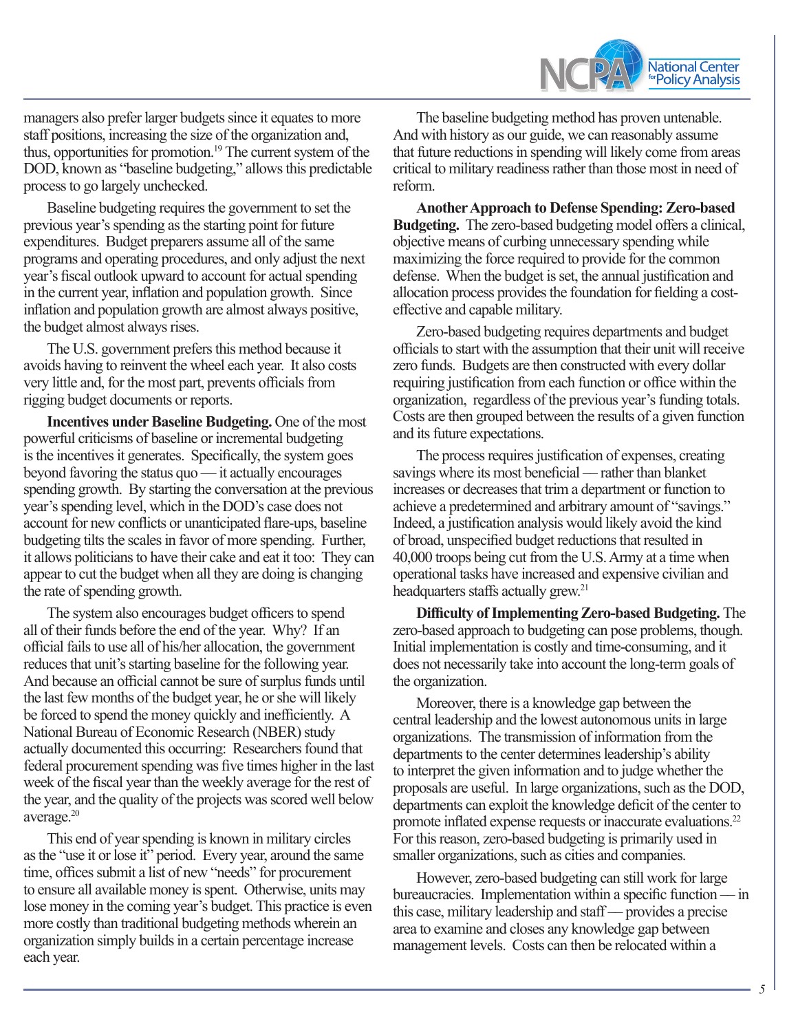managers also prefer larger budgets since it equates to more staff positions, increasing the size of the organization and, thus, opportunities for promotion.[19] The current system of the DOD, known as "baseline budgeting," allows this predictable process to go largely unchecked.

Baseline budgeting requires the government to set the previous year's spending as the starting point for future expenditures. Budget preparers assume all of the same programs and operating procedures, and only adjust the next year's fiscal outlook upward to account for actual spending in the current year, inflation and population growth. Since inflation and population growth are almost always positive, the budget almost always rises.

The U.S. government prefers this method because it avoids having to reinvent the wheel each year. It also costs very little and, for the most part, prevents officials from rigging budget documents or reports.

**Incentives under Baseline Budgeting.** One of the most powerful criticisms of baseline or incremental budgeting is the incentives it generates. Specifically, the system goes beyond favoring the status quo — it actually encourages spending growth. By starting the conversation at the previous year's spending level, which in the DOD's case does not account for new conflicts or unanticipated flare-ups, baseline budgeting tilts the scales in favor of more spending. Further, it allows politicians to have their cake and eat it too: They can appear to cut the budget when all they are doing is changing the rate of spending growth.

The system also encourages budget officers to spend all of their funds before the end of the year. Why? If an official fails to use all of his/her allocation, the government reduces that unit's starting baseline for the following year. And because an official cannot be sure of surplus funds until the last few months of the budget year, he or she will likely be forced to spend the money quickly and inefficiently. A National Bureau of Economic Research (NBER) study actually documented this occurring: Researchers found that federal procurement spending was five times higher in the last week of the fiscal year than the weekly average for the rest of the year, and the quality of the projects was scored well below average.[20]

This end of year spending is known in military circles as the "use it or lose it" period. Every year, around the same time, offices submit a list of new "needs" for procurement to ensure all available money is spent. Otherwise, units may lose money in the coming year's budget. This practice is even more costly than traditional budgeting methods wherein an organization simply builds in a certain percentage increase each year.

The baseline budgeting method has proven untenable. And with history as our guide, we can reasonably assume that future reductions in spending will likely come from areas critical to military readiness rather than those most in need of reform.

**Another Approach to Defense Spending: Zero-based Budgeting.** The zero-based budgeting model offers a clinical, objective means of curbing unnecessary spending while maximizing the force required to provide for the common defense. When the budget is set, the annual justification and allocation process provides the foundation for fielding a cost-effective and capable military.

Zero-based budgeting requires departments and budget officials to start with the assumption that their unit will receive zero funds. Budgets are then constructed with every dollar requiring justification from each function or office within the organization, regardless of the previous year's funding totals. Costs are then grouped between the results of a given function and its future expectations.

The process requires justification of expenses, creating savings where its most beneficial — rather than blanket increases or decreases that trim a department or function to achieve a predetermined and arbitrary amount of "savings." Indeed, a justification analysis would likely avoid the kind of broad, unspecified budget reductions that resulted in 40,000 troops being cut from the U.S. Army at a time when operational tasks have increased and expensive civilian and headquarters staffs actually grew.[21]

**Difficulty of Implementing Zero-based Budgeting.** The zero-based approach to budgeting can pose problems, though. Initial implementation is costly and time-consuming, and it does not necessarily take into account the long-term goals of the organization.

Moreover, there is a knowledge gap between the central leadership and the lowest autonomous units in large organizations. The transmission of information from the departments to the center determines leadership's ability to interpret the given information and to judge whether the proposals are useful. In large organizations, such as the DOD, departments can exploit the knowledge deficit of the center to promote inflated expense requests or inaccurate evaluations.[22] For this reason, zero-based budgeting is primarily used in smaller organizations, such as cities and companies.

However, zero-based budgeting can still work for large bureaucracies. Implementation within a specific function — in this case, military leadership and staff — provides a precise area to examine and closes any knowledge gap between management levels. Costs can then be relocated within a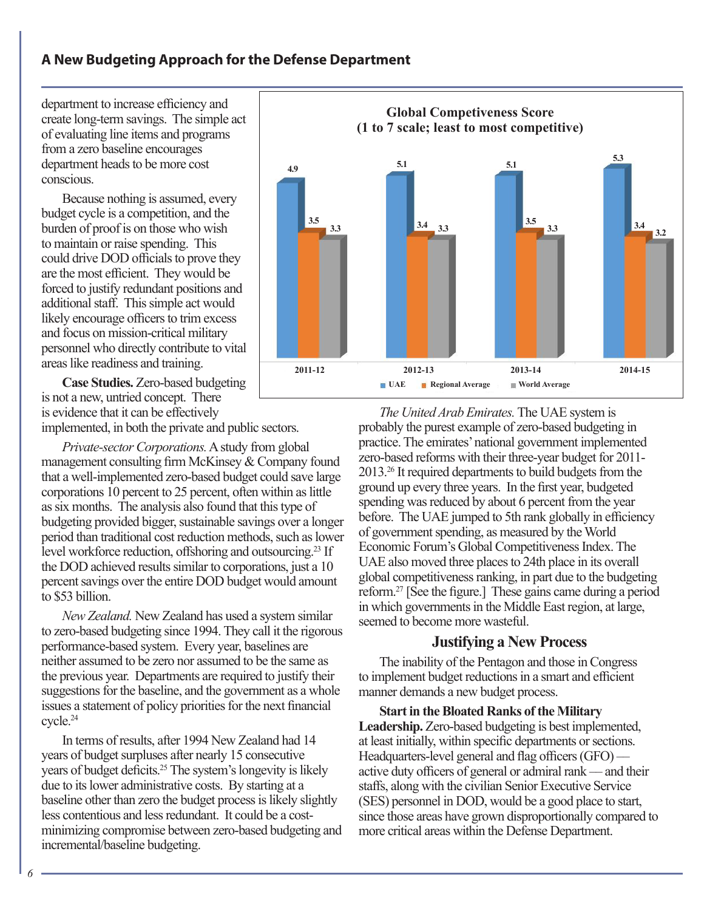department to increase efficiency and create long-term savings. The simple act of evaluating line items and programs from a zero baseline encourages department heads to be more cost conscious.

Because nothing is assumed, every budget cycle is a competition, and the burden of proof is on those who wish to maintain or raise spending. This could drive DOD officials to prove they are the most efficient. They would be forced to justify redundant positions and additional staff. This simple act would likely encourage officers to trim excess and focus on mission-critical military personnel who directly contribute to vital areas like readiness and training.

**Case Studies.** Zero-based budgeting is not a new, untried concept. There is evidence that it can be effectively implemented, in both the private and public sectors.

*Private-sector Corporations.* A study from global management consulting firm McKinsey & Company found that a well-implemented zero-based budget could save large corporations 10 percent to 25 percent, often within as little as six months. The analysis also found that this type of budgeting provided bigger, sustainable savings over a longer period than traditional cost reduction methods, such as lower level workforce reduction, offshoring and outsourcing.[23] If the DOD achieved results similar to corporations, just a 10 percent savings over the entire DOD budget would amount to $53 billion.

*New Zealand.* New Zealand has used a system similar to zero-based budgeting since 1994. They call it the rigorous performance-based system. Every year, baselines are neither assumed to be zero nor assumed to be the same as the previous year. Departments are required to justify their suggestions for the baseline, and the government as a whole issues a statement of policy priorities for the next financial cycle.[24]

In terms of results, after 1994 New Zealand had 14 years of budget surpluses after nearly 15 consecutive years of budget deficits.[25] The system's longevity is likely due to its lower administrative costs. By starting at a baseline other than zero the budget process is likely slightly less contentious and less redundant. It could be a cost-minimizing compromise between zero-based budgeting and incremental/baseline budgeting.

**Global Competiveness Score**
**(1 to 7 scale; least to most competitive)**

| | 2011-12 | 2012-13 | 2013-14 | 2014-15 |
|---|---|---|---|---|
| UAE | 4.9 | 5.1 | 5.1 | 5.3 |
| Regional Average | 3.5 | 3.4 | 3.5 | 3.4 |
| World Average | 3.3 | 3.3 | 3.3 | 3.2 |

*The United Arab Emirates.* The UAE system is probably the purest example of zero-based budgeting in practice. The emirates' national government implemented zero-based reforms with their three-year budget for 2011-2013.[26] It required departments to build budgets from the ground up every three years. In the first year, budgeted spending was reduced by about 6 percent from the year before. The UAE jumped to 5th rank globally in efficiency of government spending, as measured by the World Economic Forum's Global Competitiveness Index. The UAE also moved three places to 24th place in its overall global competitiveness ranking, in part due to the budgeting reform.[27] [See the figure.] These gains came during a period in which governments in the Middle East region, at large, seemed to become more wasteful.

## Justifying a New Process

The inability of the Pentagon and those in Congress to implement budget reductions in a smart and efficient manner demands a new budget process.

**Start in the Bloated Ranks of the Military Leadership.** Zero-based budgeting is best implemented, at least initially, within specific departments or sections. Headquarters-level general and flag officers (GFO) — active duty officers of general or admiral rank — and their staffs, along with the civilian Senior Executive Service (SES) personnel in DOD, would be a good place to start, since those areas have grown disproportionally compared to more critical areas within the Defense Department.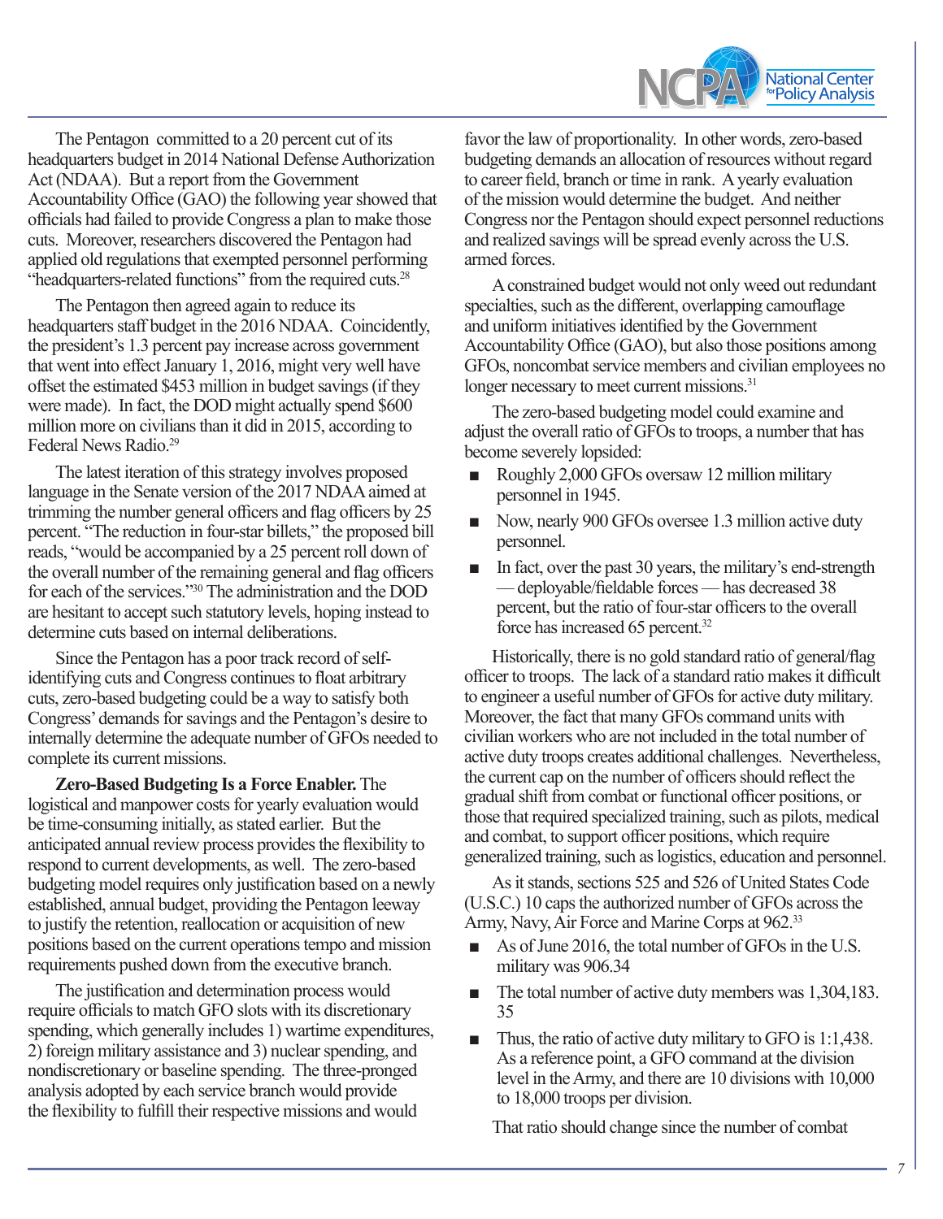The Pentagon committed to a 20 percent cut of its headquarters budget in 2014 National Defense Authorization Act (NDAA). But a report from the Government Accountability Office (GAO) the following year showed that officials had failed to provide Congress a plan to make those cuts. Moreover, researchers discovered the Pentagon had applied old regulations that exempted personnel performing "headquarters-related functions" from the required cuts.[28]

The Pentagon then agreed again to reduce its headquarters staff budget in the 2016 NDAA. Coincidently, the president's 1.3 percent pay increase across government that went into effect January 1, 2016, might very well have offset the estimated $453 million in budget savings (if they were made). In fact, the DOD might actually spend $600 million more on civilians than it did in 2015, according to Federal News Radio.[29]

The latest iteration of this strategy involves proposed language in the Senate version of the 2017 NDAA aimed at trimming the number general officers and flag officers by 25 percent. "The reduction in four-star billets," the proposed bill reads, "would be accompanied by a 25 percent roll down of the overall number of the remaining general and flag officers for each of the services."[30] The administration and the DOD are hesitant to accept such statutory levels, hoping instead to determine cuts based on internal deliberations.

Since the Pentagon has a poor track record of self-identifying cuts and Congress continues to float arbitrary cuts, zero-based budgeting could be a way to satisfy both Congress' demands for savings and the Pentagon's desire to internally determine the adequate number of GFOs needed to complete its current missions.

**Zero-Based Budgeting Is a Force Enabler.** The logistical and manpower costs for yearly evaluation would be time-consuming initially, as stated earlier. But the anticipated annual review process provides the flexibility to respond to current developments, as well. The zero-based budgeting model requires only justification based on a newly established, annual budget, providing the Pentagon leeway to justify the retention, reallocation or acquisition of new positions based on the current operations tempo and mission requirements pushed down from the executive branch.

The justification and determination process would require officials to match GFO slots with its discretionary spending, which generally includes 1) wartime expenditures, 2) foreign military assistance and 3) nuclear spending, and nondiscretionary or baseline spending. The three-pronged analysis adopted by each service branch would provide the flexibility to fulfill their respective missions and would favor the law of proportionality. In other words, zero-based budgeting demands an allocation of resources without regard to career field, branch or time in rank. A yearly evaluation of the mission would determine the budget. And neither Congress nor the Pentagon should expect personnel reductions and realized savings will be spread evenly across the U.S. armed forces.

A constrained budget would not only weed out redundant specialties, such as the different, overlapping camouflage and uniform initiatives identified by the Government Accountability Office (GAO), but also those positions among GFOs, noncombat service members and civilian employees no longer necessary to meet current missions.[31]

The zero-based budgeting model could examine and adjust the overall ratio of GFOs to troops, a number that has become severely lopsided:

- Roughly 2,000 GFOs oversaw 12 million military personnel in 1945.
- Now, nearly 900 GFOs oversee 1.3 million active duty personnel.
- In fact, over the past 30 years, the military's end-strength — deployable/fieldable forces — has decreased 38 percent, but the ratio of four-star officers to the overall force has increased 65 percent.[32]

Historically, there is no gold standard ratio of general/flag officer to troops. The lack of a standard ratio makes it difficult to engineer a useful number of GFOs for active duty military. Moreover, the fact that many GFOs command units with civilian workers who are not included in the total number of active duty troops creates additional challenges. Nevertheless, the current cap on the number of officers should reflect the gradual shift from combat or functional officer positions, or those that required specialized training, such as pilots, medical and combat, to support officer positions, which require generalized training, such as logistics, education and personnel.

As it stands, sections 525 and 526 of United States Code (U.S.C.) 10 caps the authorized number of GFOs across the Army, Navy, Air Force and Marine Corps at 962.[33]

- As of June 2016, the total number of GFOs in the U.S. military was 906.34
- The total number of active duty members was 1,304,183. 35
- Thus, the ratio of active duty military to GFO is 1:1,438. As a reference point, a GFO command at the division level in the Army, and there are 10 divisions with 10,000 to 18,000 troops per division.

That ratio should change since the number of combat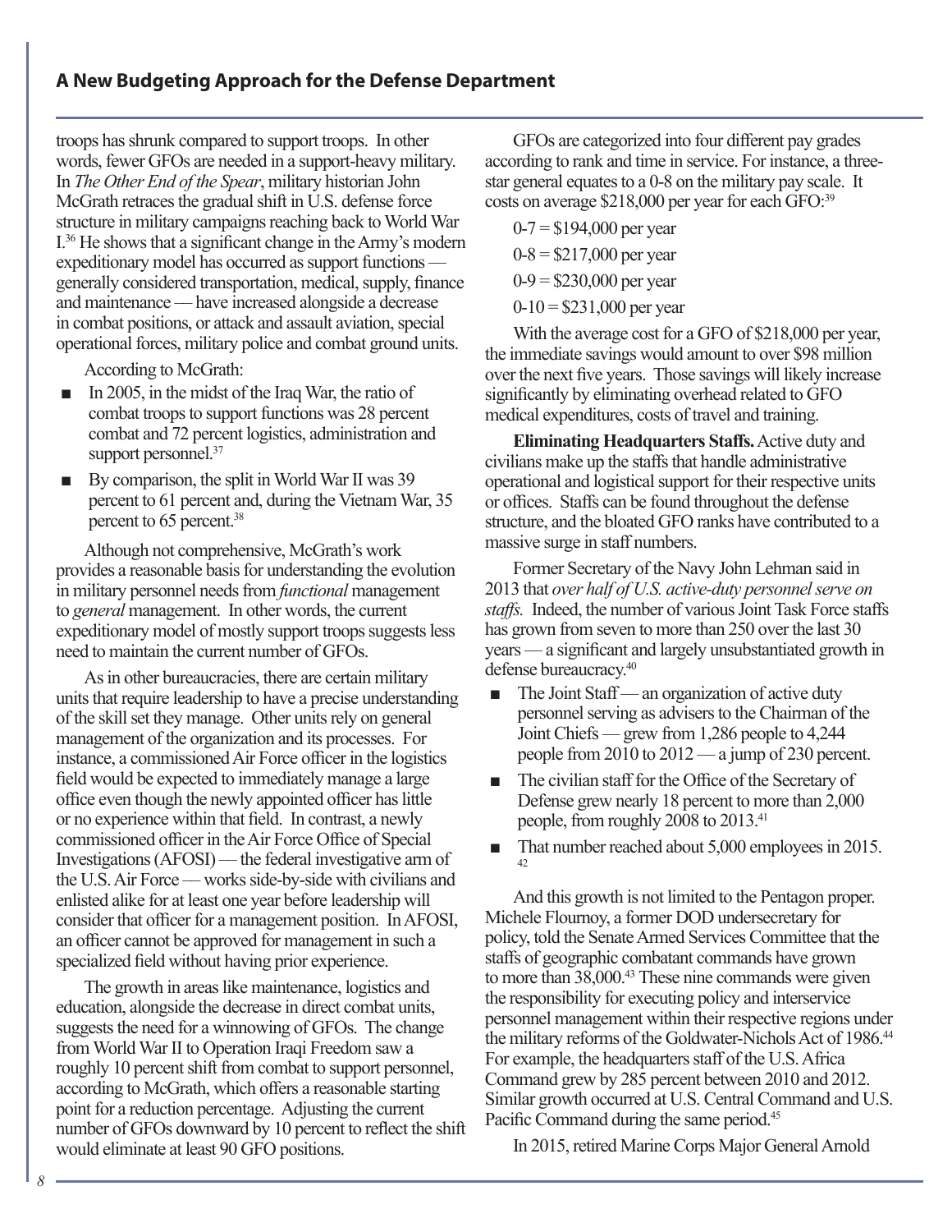troops has shrunk compared to support troops. In other words, fewer GFOs are needed in a support-heavy military. In *The Other End of the Spear*, military historian John McGrath retraces the gradual shift in U.S. defense force structure in military campaigns reaching back to World War I.[36] He shows that a significant change in the Army's modern expeditionary model has occurred as support functions — generally considered transportation, medical, supply, finance and maintenance — have increased alongside a decrease in combat positions, or attack and assault aviation, special operational forces, military police and combat ground units.

According to McGrath:

- In 2005, in the midst of the Iraq War, the ratio of combat troops to support functions was 28 percent combat and 72 percent logistics, administration and support personnel.[37]
- By comparison, the split in World War II was 39 percent to 61 percent and, during the Vietnam War, 35 percent to 65 percent.[38]

Although not comprehensive, McGrath's work provides a reasonable basis for understanding the evolution in military personnel needs from *functional* management to *general* management. In other words, the current expeditionary model of mostly support troops suggests less need to maintain the current number of GFOs.

As in other bureaucracies, there are certain military units that require leadership to have a precise understanding of the skill set they manage. Other units rely on general management of the organization and its processes. For instance, a commissioned Air Force officer in the logistics field would be expected to immediately manage a large office even though the newly appointed officer has little or no experience within that field. In contrast, a newly commissioned officer in the Air Force Office of Special Investigations (AFOSI) — the federal investigative arm of the U.S. Air Force — works side-by-side with civilians and enlisted alike for at least one year before leadership will consider that officer for a management position. In AFOSI, an officer cannot be approved for management in such a specialized field without having prior experience.

The growth in areas like maintenance, logistics and education, alongside the decrease in direct combat units, suggests the need for a winnowing of GFOs. The change from World War II to Operation Iraqi Freedom saw a roughly 10 percent shift from combat to support personnel, according to McGrath, which offers a reasonable starting point for a reduction percentage. Adjusting the current number of GFOs downward by 10 percent to reflect the shift would eliminate at least 90 GFO positions.

GFOs are categorized into four different pay grades according to rank and time in service. For instance, a three-star general equates to a 0-8 on the military pay scale. It costs on average $218,000 per year for each GFO:[39]

0-7 = $194,000 per year

0-8 = $217,000 per year

0-9 = $230,000 per year

0-10 = $231,000 per year

With the average cost for a GFO of $218,000 per year, the immediate savings would amount to over $98 million over the next five years. Those savings will likely increase significantly by eliminating overhead related to GFO medical expenditures, costs of travel and training.

**Eliminating Headquarters Staffs.** Active duty and civilians make up the staffs that handle administrative operational and logistical support for their respective units or offices. Staffs can be found throughout the defense structure, and the bloated GFO ranks have contributed to a massive surge in staff numbers.

Former Secretary of the Navy John Lehman said in 2013 that *over half of U.S. active-duty personnel serve on staffs.* Indeed, the number of various Joint Task Force staffs has grown from seven to more than 250 over the last 30 years — a significant and largely unsubstantiated growth in defense bureaucracy.[40]

- The Joint Staff — an organization of active duty personnel serving as advisers to the Chairman of the Joint Chiefs — grew from 1,286 people to 4,244 people from 2010 to 2012 — a jump of 230 percent.
- The civilian staff for the Office of the Secretary of Defense grew nearly 18 percent to more than 2,000 people, from roughly 2008 to 2013.[41]
- That number reached about 5,000 employees in 2015.[42]

And this growth is not limited to the Pentagon proper. Michele Flournoy, a former DOD undersecretary for policy, told the Senate Armed Services Committee that the staffs of geographic combatant commands have grown to more than 38,000.[43] These nine commands were given the responsibility for executing policy and interservice personnel management within their respective regions under the military reforms of the Goldwater-Nichols Act of 1986.[44] For example, the headquarters staff of the U.S. Africa Command grew by 285 percent between 2010 and 2012. Similar growth occurred at U.S. Central Command and U.S. Pacific Command during the same period.[45]

In 2015, retired Marine Corps Major General Arnold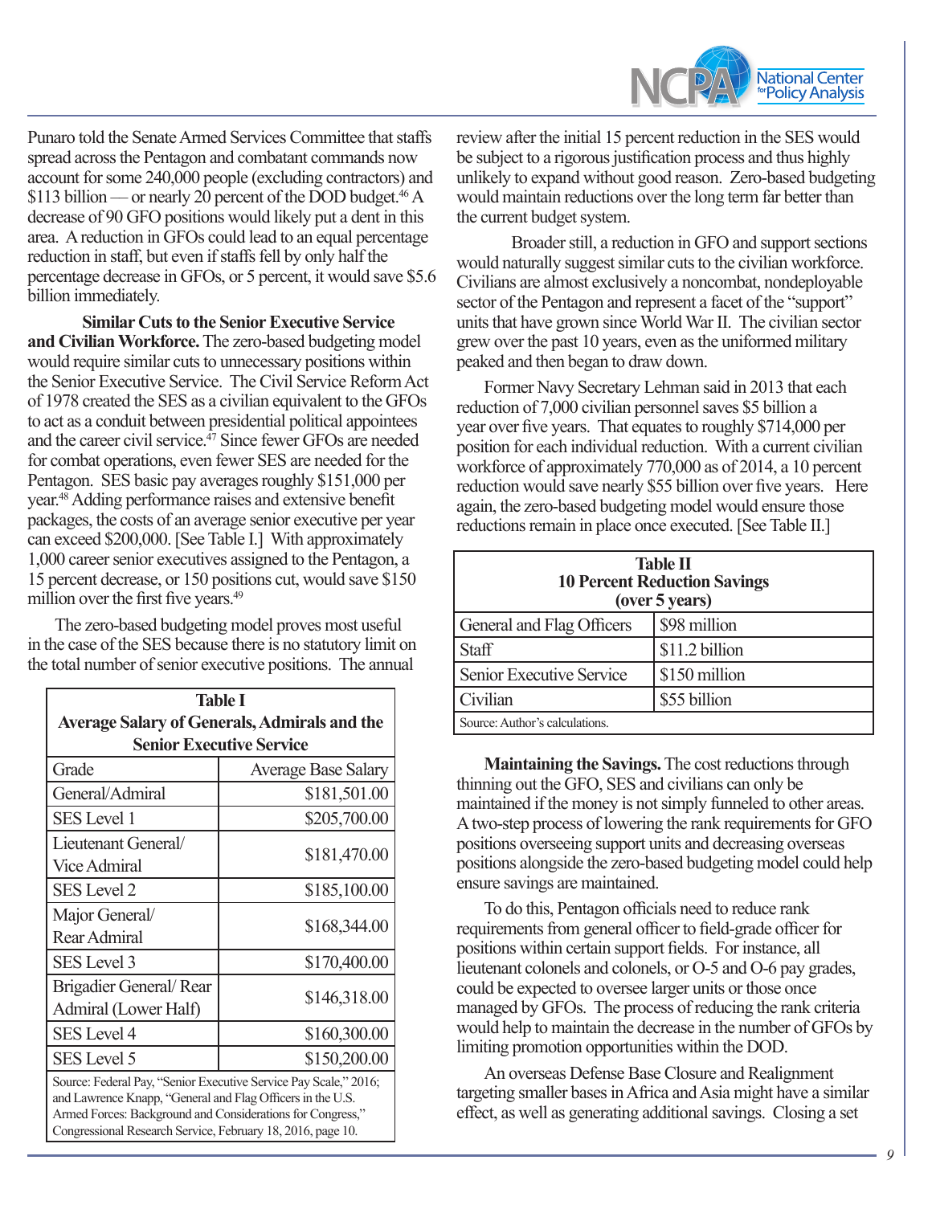Punaro told the Senate Armed Services Committee that staffs spread across the Pentagon and combatant commands now account for some 240,000 people (excluding contractors) and $113 billion — or nearly 20 percent of the DOD budget.[46] A decrease of 90 GFO positions would likely put a dent in this area. A reduction in GFOs could lead to an equal percentage reduction in staff, but even if staffs fell by only half the percentage decrease in GFOs, or 5 percent, it would save $5.6 billion immediately.

**Similar Cuts to the Senior Executive Service and Civilian Workforce.** The zero-based budgeting model would require similar cuts to unnecessary positions within the Senior Executive Service. The Civil Service Reform Act of 1978 created the SES as a civilian equivalent to the GFOs to act as a conduit between presidential political appointees and the career civil service.[47] Since fewer GFOs are needed for combat operations, even fewer SES are needed for the Pentagon. SES basic pay averages roughly $151,000 per year.[48] Adding performance raises and extensive benefit packages, the costs of an average senior executive per year can exceed $200,000. [See Table I.] With approximately 1,000 career senior executives assigned to the Pentagon, a 15 percent decrease, or 150 positions cut, would save $150 million over the first five years.[49]

The zero-based budgeting model proves most useful in the case of the SES because there is no statutory limit on the total number of senior executive positions. The annual review after the initial 15 percent reduction in the SES would be subject to a rigorous justification process and thus highly unlikely to expand without good reason. Zero-based budgeting would maintain reductions over the long term far better than the current budget system.

**Table I**
**Average Salary of Generals, Admirals and the Senior Executive Service**

| Grade | Average Base Salary |
|---|---|
| General/Admiral | $181,501.00 |
| SES Level 1 | $205,700.00 |
| Lieutenant General/ Vice Admiral | $181,470.00 |
| SES Level 2 | $185,100.00 |
| Major General/ Rear Admiral | $168,344.00 |
| SES Level 3 | $170,400.00 |
| Brigadier General/ Rear Admiral (Lower Half) | $146,318.00 |
| SES Level 4 | $160,300.00 |
| SES Level 5 | $150,200.00 |

Source: Federal Pay, "Senior Executive Service Pay Scale," 2016; and Lawrence Knapp, "General and Flag Officers in the U.S. Armed Forces: Background and Considerations for Congress," Congressional Research Service, February 18, 2016, page 10.

Broader still, a reduction in GFO and support sections would naturally suggest similar cuts to the civilian workforce. Civilians are almost exclusively a noncombat, nondeployable sector of the Pentagon and represent a facet of the "support" units that have grown since World War II. The civilian sector grew over the past 10 years, even as the uniformed military peaked and then began to draw down.

Former Navy Secretary Lehman said in 2013 that each reduction of 7,000 civilian personnel saves $5 billion a year over five years. That equates to roughly $714,000 per position for each individual reduction. With a current civilian workforce of approximately 770,000 as of 2014, a 10 percent reduction would save nearly $55 billion over five years. Here again, the zero-based budgeting model would ensure those reductions remain in place once executed. [See Table II.]

**Table II**
**10 Percent Reduction Savings**
**(over 5 years)**

| | |
|---|---|
| General and Flag Officers | $98 million |
| Staff | $11.2 billion |
| Senior Executive Service | $150 million |
| Civilian | $55 billion |

Source: Author's calculations.

**Maintaining the Savings.** The cost reductions through thinning out the GFO, SES and civilians can only be maintained if the money is not simply funneled to other areas. A two-step process of lowering the rank requirements for GFO positions overseeing support units and decreasing overseas positions alongside the zero-based budgeting model could help ensure savings are maintained.

To do this, Pentagon officials need to reduce rank requirements from general officer to field-grade officer for positions within certain support fields. For instance, all lieutenant colonels and colonels, or O-5 and O-6 pay grades, could be expected to oversee larger units or those once managed by GFOs. The process of reducing the rank criteria would help to maintain the decrease in the number of GFOs by limiting promotion opportunities within the DOD.

An overseas Defense Base Closure and Realignment targeting smaller bases in Africa and Asia might have a similar effect, as well as generating additional savings. Closing a set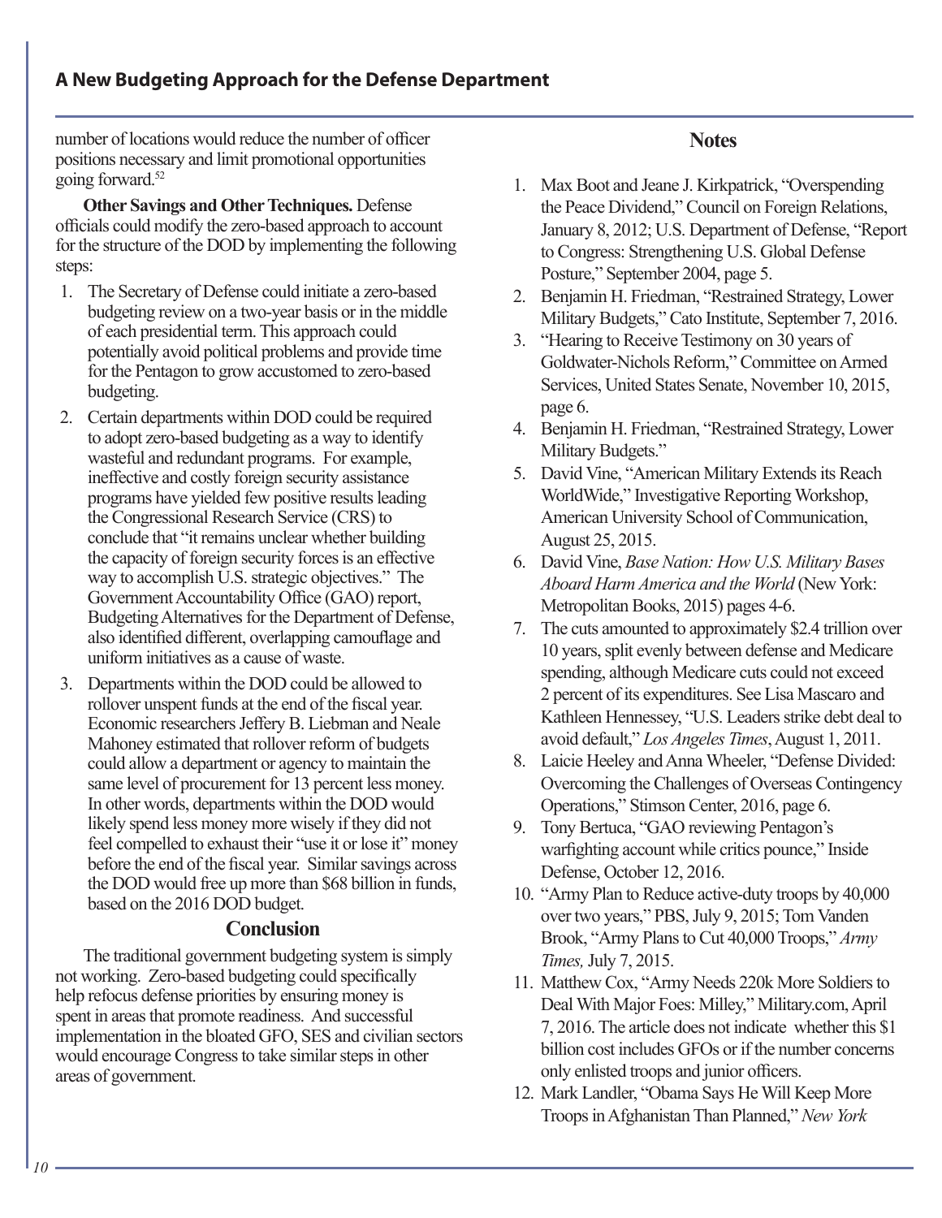number of locations would reduce the number of officer positions necessary and limit promotional opportunities going forward.[52]

**Other Savings and Other Techniques.** Defense officials could modify the zero-based approach to account for the structure of the DOD by implementing the following steps:

1. The Secretary of Defense could initiate a zero-based budgeting review on a two-year basis or in the middle of each presidential term. This approach could potentially avoid political problems and provide time for the Pentagon to grow accustomed to zero-based budgeting.
2. Certain departments within DOD could be required to adopt zero-based budgeting as a way to identify wasteful and redundant programs. For example, ineffective and costly foreign security assistance programs have yielded few positive results leading the Congressional Research Service (CRS) to conclude that "it remains unclear whether building the capacity of foreign security forces is an effective way to accomplish U.S. strategic objectives." The Government Accountability Office (GAO) report, Budgeting Alternatives for the Department of Defense, also identified different, overlapping camouflage and uniform initiatives as a cause of waste.
3. Departments within the DOD could be allowed to rollover unspent funds at the end of the fiscal year. Economic researchers Jeffery B. Liebman and Neale Mahoney estimated that rollover reform of budgets could allow a department or agency to maintain the same level of procurement for 13 percent less money. In other words, departments within the DOD would likely spend less money more wisely if they did not feel compelled to exhaust their "use it or lose it" money before the end of the fiscal year. Similar savings across the DOD would free up more than $68 billion in funds, based on the 2016 DOD budget.

## Conclusion

The traditional government budgeting system is simply not working. Zero-based budgeting could specifically help refocus defense priorities by ensuring money is spent in areas that promote readiness. And successful implementation in the bloated GFO, SES and civilian sectors would encourage Congress to take similar steps in other areas of government.

## Notes

1. Max Boot and Jeane J. Kirkpatrick, "Overspending the Peace Dividend," Council on Foreign Relations, January 8, 2012; U.S. Department of Defense, "Report to Congress: Strengthening U.S. Global Defense Posture," September 2004, page 5.
2. Benjamin H. Friedman, "Restrained Strategy, Lower Military Budgets," Cato Institute, September 7, 2016.
3. "Hearing to Receive Testimony on 30 years of Goldwater-Nichols Reform," Committee on Armed Services, United States Senate, November 10, 2015, page 6.
4. Benjamin H. Friedman, "Restrained Strategy, Lower Military Budgets."
5. David Vine, "American Military Extends its Reach WorldWide," Investigative Reporting Workshop, American University School of Communication, August 25, 2015.
6. David Vine, *Base Nation: How U.S. Military Bases Aboard Harm America and the World* (New York: Metropolitan Books, 2015) pages 4-6.
7. The cuts amounted to approximately $2.4 trillion over 10 years, split evenly between defense and Medicare spending, although Medicare cuts could not exceed 2 percent of its expenditures. See Lisa Mascaro and Kathleen Hennessey, "U.S. Leaders strike debt deal to avoid default," *Los Angeles Times*, August 1, 2011.
8. Laicie Heeley and Anna Wheeler, "Defense Divided: Overcoming the Challenges of Overseas Contingency Operations," Stimson Center, 2016, page 6.
9. Tony Bertuca, "GAO reviewing Pentagon's warfighting account while critics pounce," Inside Defense, October 12, 2016.
10. "Army Plan to Reduce active-duty troops by 40,000 over two years," PBS, July 9, 2015; Tom Vanden Brook, "Army Plans to Cut 40,000 Troops," *Army Times,* July 7, 2015.
11. Matthew Cox, "Army Needs 220k More Soldiers to Deal With Major Foes: Milley," Military.com, April 7, 2016. The article does not indicate whether this $1 billion cost includes GFOs or if the number concerns only enlisted troops and junior officers.
12. Mark Landler, "Obama Says He Will Keep More Troops in Afghanistan Than Planned," *New York*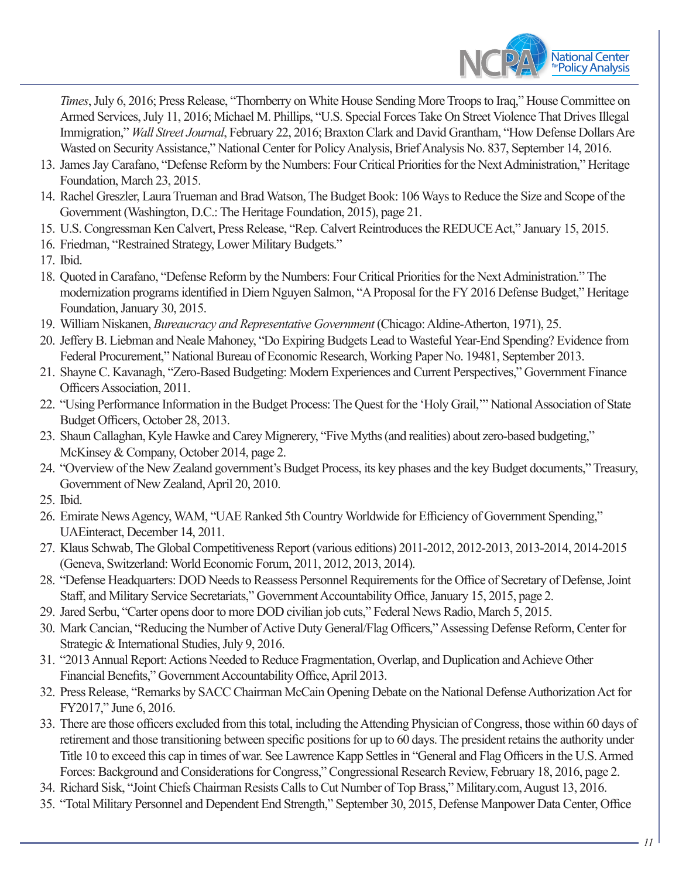*Times*, July 6, 2016; Press Release, "Thornberry on White House Sending More Troops to Iraq," House Committee on Armed Services, July 11, 2016; Michael M. Phillips, "U.S. Special Forces Take On Street Violence That Drives Illegal Immigration," *Wall Street Journal*, February 22, 2016; Braxton Clark and David Grantham, "How Defense Dollars Are Wasted on Security Assistance," National Center for Policy Analysis, Brief Analysis No. 837, September 14, 2016.

13. James Jay Carafano, "Defense Reform by the Numbers: Four Critical Priorities for the Next Administration," Heritage Foundation, March 23, 2015.
14. Rachel Greszler, Laura Trueman and Brad Watson, The Budget Book: 106 Ways to Reduce the Size and Scope of the Government (Washington, D.C.: The Heritage Foundation, 2015), page 21.
15. U.S. Congressman Ken Calvert, Press Release, "Rep. Calvert Reintroduces the REDUCE Act," January 15, 2015.
16. Friedman, "Restrained Strategy, Lower Military Budgets."
17. Ibid.
18. Quoted in Carafano, "Defense Reform by the Numbers: Four Critical Priorities for the Next Administration." The modernization programs identified in Diem Nguyen Salmon, "A Proposal for the FY 2016 Defense Budget," Heritage Foundation, January 30, 2015.
19. William Niskanen, *Bureaucracy and Representative Government* (Chicago: Aldine-Atherton, 1971), 25.
20. Jeffery B. Liebman and Neale Mahoney, "Do Expiring Budgets Lead to Wasteful Year-End Spending? Evidence from Federal Procurement," National Bureau of Economic Research, Working Paper No. 19481, September 2013.
21. Shayne C. Kavanagh, "Zero-Based Budgeting: Modern Experiences and Current Perspectives," Government Finance Officers Association, 2011.
22. "Using Performance Information in the Budget Process: The Quest for the 'Holy Grail,'" National Association of State Budget Officers, October 28, 2013.
23. Shaun Callaghan, Kyle Hawke and Carey Mignerery, "Five Myths (and realities) about zero-based budgeting," McKinsey & Company, October 2014, page 2.
24. "Overview of the New Zealand government's Budget Process, its key phases and the key Budget documents," Treasury, Government of New Zealand, April 20, 2010.
25. Ibid.
26. Emirate News Agency, WAM, "UAE Ranked 5th Country Worldwide for Efficiency of Government Spending," UAEinteract, December 14, 2011.
27. Klaus Schwab, The Global Competitiveness Report (various editions) 2011-2012, 2012-2013, 2013-2014, 2014-2015 (Geneva, Switzerland: World Economic Forum, 2011, 2012, 2013, 2014).
28. "Defense Headquarters: DOD Needs to Reassess Personnel Requirements for the Office of Secretary of Defense, Joint Staff, and Military Service Secretariats," Government Accountability Office, January 15, 2015, page 2.
29. Jared Serbu, "Carter opens door to more DOD civilian job cuts," Federal News Radio, March 5, 2015.
30. Mark Cancian, "Reducing the Number of Active Duty General/Flag Officers," Assessing Defense Reform, Center for Strategic & International Studies, July 9, 2016.
31. "2013 Annual Report: Actions Needed to Reduce Fragmentation, Overlap, and Duplication and Achieve Other Financial Benefits," Government Accountability Office, April 2013.
32. Press Release, "Remarks by SACC Chairman McCain Opening Debate on the National Defense Authorization Act for FY2017," June 6, 2016.
33. There are those officers excluded from this total, including the Attending Physician of Congress, those within 60 days of retirement and those transitioning between specific positions for up to 60 days. The president retains the authority under Title 10 to exceed this cap in times of war. See Lawrence Kapp Settles in "General and Flag Officers in the U.S. Armed Forces: Background and Considerations for Congress," Congressional Research Review, February 18, 2016, page 2.
34. Richard Sisk, "Joint Chiefs Chairman Resists Calls to Cut Number of Top Brass," Military.com, August 13, 2016.
35. "Total Military Personnel and Dependent End Strength," September 30, 2015, Defense Manpower Data Center, Office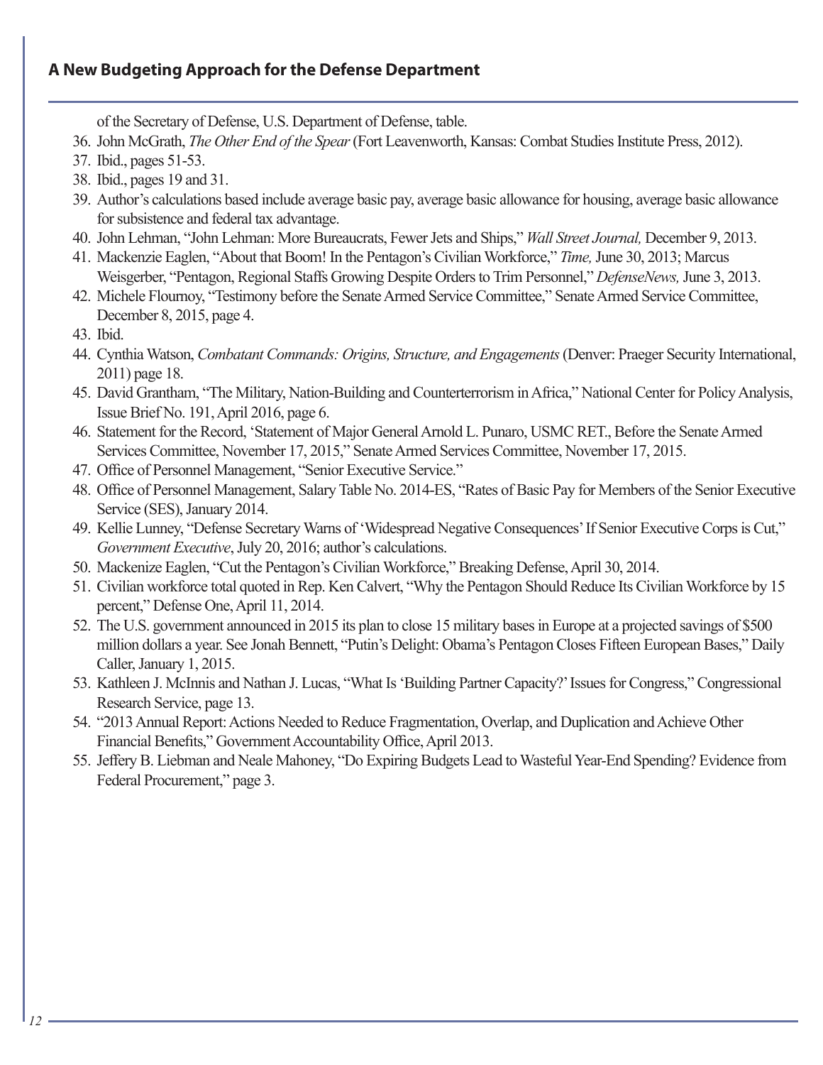of the Secretary of Defense, U.S. Department of Defense, table.

36. John McGrath, *The Other End of the Spear* (Fort Leavenworth, Kansas: Combat Studies Institute Press, 2012).
37. Ibid., pages 51-53.
38. Ibid., pages 19 and 31.
39. Author's calculations based include average basic pay, average basic allowance for housing, average basic allowance for subsistence and federal tax advantage.
40. John Lehman, "John Lehman: More Bureaucrats, Fewer Jets and Ships," *Wall Street Journal,* December 9, 2013.
41. Mackenzie Eaglen, "About that Boom! In the Pentagon's Civilian Workforce," *Time,* June 30, 2013; Marcus Weisgerber, "Pentagon, Regional Staffs Growing Despite Orders to Trim Personnel," *DefenseNews,* June 3, 2013.
42. Michele Flournoy, "Testimony before the Senate Armed Service Committee," Senate Armed Service Committee, December 8, 2015, page 4.
43. Ibid.
44. Cynthia Watson, *Combatant Commands: Origins, Structure, and Engagements* (Denver: Praeger Security International, 2011) page 18.
45. David Grantham, "The Military, Nation-Building and Counterterrorism in Africa," National Center for Policy Analysis, Issue Brief No. 191, April 2016, page 6.
46. Statement for the Record, 'Statement of Major General Arnold L. Punaro, USMC RET., Before the Senate Armed Services Committee, November 17, 2015," Senate Armed Services Committee, November 17, 2015.
47. Office of Personnel Management, "Senior Executive Service."
48. Office of Personnel Management, Salary Table No. 2014-ES, "Rates of Basic Pay for Members of the Senior Executive Service (SES), January 2014.
49. Kellie Lunney, "Defense Secretary Warns of 'Widespread Negative Consequences' If Senior Executive Corps is Cut," *Government Executive*, July 20, 2016; author's calculations.
50. Mackenize Eaglen, "Cut the Pentagon's Civilian Workforce," Breaking Defense, April 30, 2014.
51. Civilian workforce total quoted in Rep. Ken Calvert, "Why the Pentagon Should Reduce Its Civilian Workforce by 15 percent," Defense One, April 11, 2014.
52. The U.S. government announced in 2015 its plan to close 15 military bases in Europe at a projected savings of $500 million dollars a year. See Jonah Bennett, "Putin's Delight: Obama's Pentagon Closes Fifteen European Bases," Daily Caller, January 1, 2015.
53. Kathleen J. McInnis and Nathan J. Lucas, "What Is 'Building Partner Capacity?' Issues for Congress," Congressional Research Service, page 13.
54. "2013 Annual Report: Actions Needed to Reduce Fragmentation, Overlap, and Duplication and Achieve Other Financial Benefits," Government Accountability Office, April 2013.
55. Jeffery B. Liebman and Neale Mahoney, "Do Expiring Budgets Lead to Wasteful Year-End Spending? Evidence from Federal Procurement," page 3.